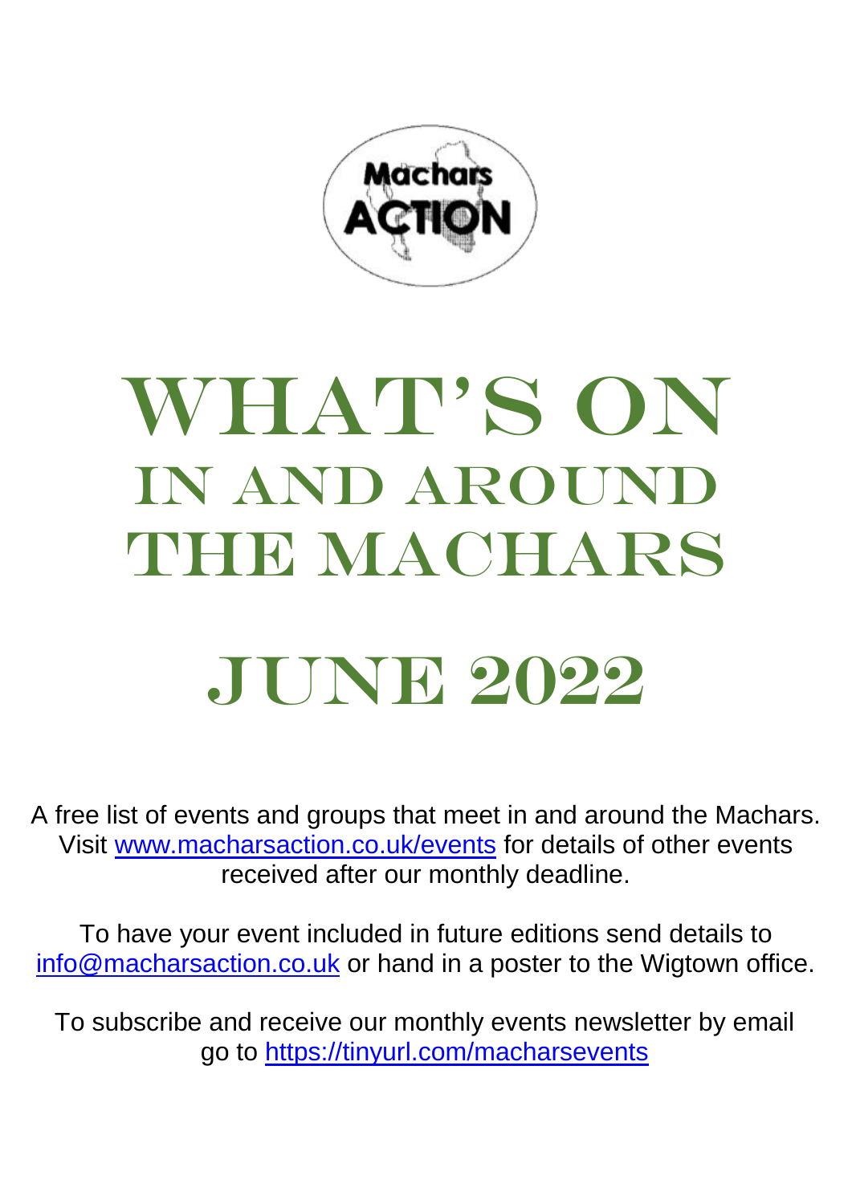Machars ACTION

# WHAT'S ON
## IN AND AROUND THE MACHARS

# JUNE 2022

A free list of events and groups that meet in and around the Machars. Visit www.macharsaction.co.uk/events for details of other events received after our monthly deadline.

To have your event included in future editions send details to info@macharsaction.co.uk or hand in a poster to the Wigtown office.

To subscribe and receive our monthly events newsletter by email go to https://tinyurl.com/macharsevents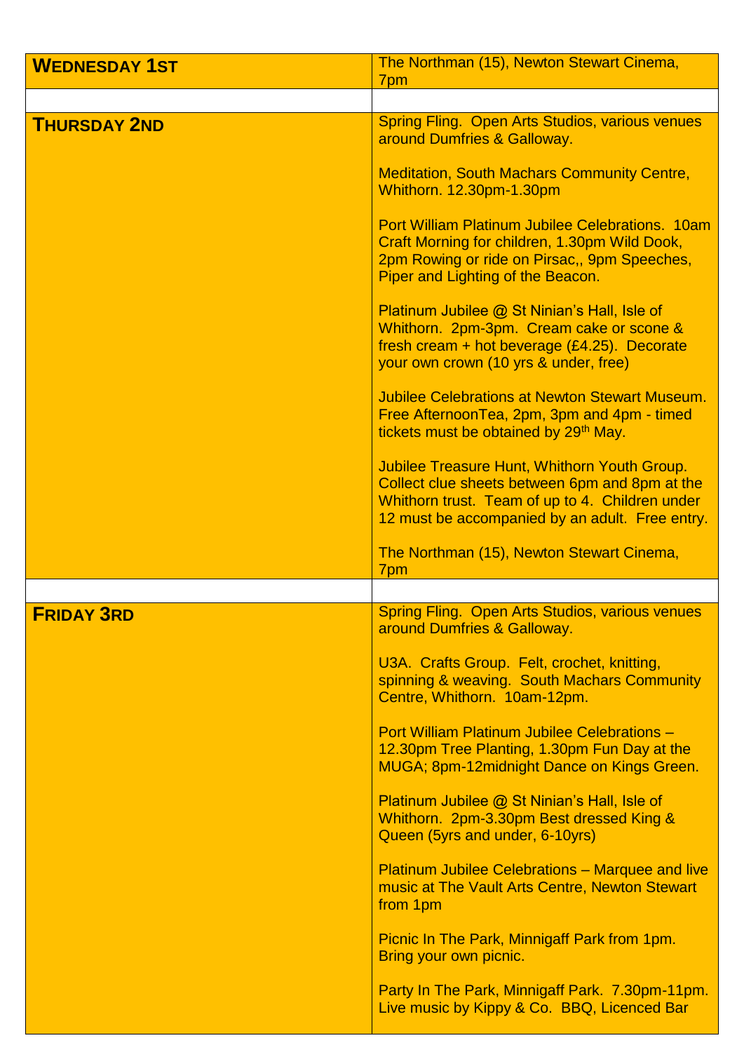| | |
|---|---|
| **WEDNESDAY 1ST** | The Northman (15), Newton Stewart Cinema, 7pm |
| | |
| **THURSDAY 2ND** | Spring Fling. Open Arts Studios, various venues around Dumfries & Galloway.<br><br>Meditation, South Machars Community Centre, Whithorn. 12.30pm-1.30pm<br><br>Port William Platinum Jubilee Celebrations. 10am Craft Morning for children, 1.30pm Wild Dook, 2pm Rowing or ride on Pirsac,, 9pm Speeches, Piper and Lighting of the Beacon.<br><br>Platinum Jubilee @ St Ninian's Hall, Isle of Whithorn. 2pm-3pm. Cream cake or scone & fresh cream + hot beverage (£4.25). Decorate your own crown (10 yrs & under, free)<br><br>Jubilee Celebrations at Newton Stewart Museum. Free AfternoonTea, 2pm, 3pm and 4pm - timed tickets must be obtained by 29th May.<br><br>Jubilee Treasure Hunt, Whithorn Youth Group. Collect clue sheets between 6pm and 8pm at the Whithorn trust. Team of up to 4. Children under 12 must be accompanied by an adult. Free entry.<br><br>The Northman (15), Newton Stewart Cinema, 7pm |
| | |
| **FRIDAY 3RD** | Spring Fling. Open Arts Studios, various venues around Dumfries & Galloway.<br><br>U3A. Crafts Group. Felt, crochet, knitting, spinning & weaving. South Machars Community Centre, Whithorn. 10am-12pm.<br><br>Port William Platinum Jubilee Celebrations – 12.30pm Tree Planting, 1.30pm Fun Day at the MUGA; 8pm-12midnight Dance on Kings Green.<br><br>Platinum Jubilee @ St Ninian's Hall, Isle of Whithorn. 2pm-3.30pm Best dressed King & Queen (5yrs and under, 6-10yrs)<br><br>Platinum Jubilee Celebrations – Marquee and live music at The Vault Arts Centre, Newton Stewart from 1pm<br><br>Picnic In The Park, Minnigaff Park from 1pm. Bring your own picnic.<br><br>Party In The Park, Minnigaff Park. 7.30pm-11pm. Live music by Kippy & Co. BBQ, Licenced Bar |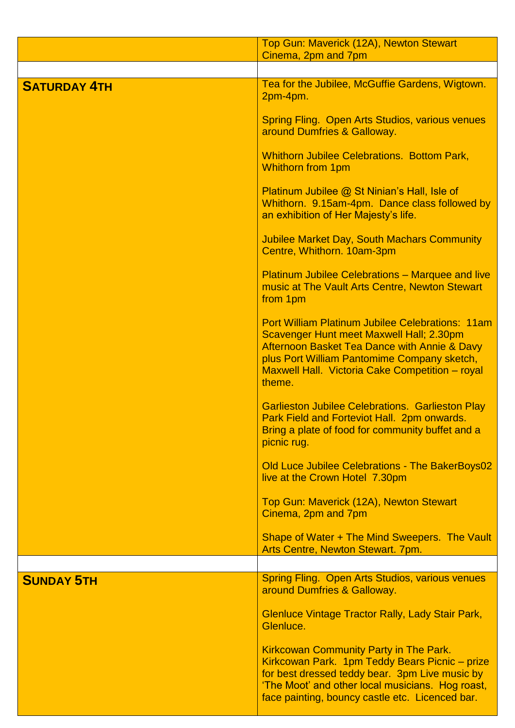| | |
|---|---|
| | Top Gun: Maverick (12A), Newton Stewart Cinema, 2pm and 7pm |
| | |
| **SATURDAY 4TH** | Tea for the Jubilee, McGuffie Gardens, Wigtown. 2pm-4pm.<br><br>Spring Fling. Open Arts Studios, various venues around Dumfries & Galloway.<br><br>Whithorn Jubilee Celebrations. Bottom Park, Whithorn from 1pm<br><br>Platinum Jubilee @ St Ninian's Hall, Isle of Whithorn. 9.15am-4pm. Dance class followed by an exhibition of Her Majesty's life.<br><br>Jubilee Market Day, South Machars Community Centre, Whithorn. 10am-3pm<br><br>Platinum Jubilee Celebrations – Marquee and live music at The Vault Arts Centre, Newton Stewart from 1pm<br><br>Port William Platinum Jubilee Celebrations: 11am Scavenger Hunt meet Maxwell Hall; 2.30pm Afternoon Basket Tea Dance with Annie & Davy plus Port William Pantomime Company sketch, Maxwell Hall. Victoria Cake Competition – royal theme.<br><br>Garlieston Jubilee Celebrations. Garlieston Play Park Field and Forteviot Hall. 2pm onwards. Bring a plate of food for community buffet and a picnic rug.<br><br>Old Luce Jubilee Celebrations - The BakerBoys02 live at the Crown Hotel 7.30pm<br><br>Top Gun: Maverick (12A), Newton Stewart Cinema, 2pm and 7pm<br><br>Shape of Water + The Mind Sweepers. The Vault Arts Centre, Newton Stewart. 7pm. |
| | |
| **SUNDAY 5TH** | Spring Fling. Open Arts Studios, various venues around Dumfries & Galloway.<br><br>Glenluce Vintage Tractor Rally, Lady Stair Park, Glenluce.<br><br>Kirkcowan Community Party in The Park. Kirkcowan Park. 1pm Teddy Bears Picnic – prize for best dressed teddy bear. 3pm Live music by 'The Moot' and other local musicians. Hog roast, face painting, bouncy castle etc. Licenced bar. |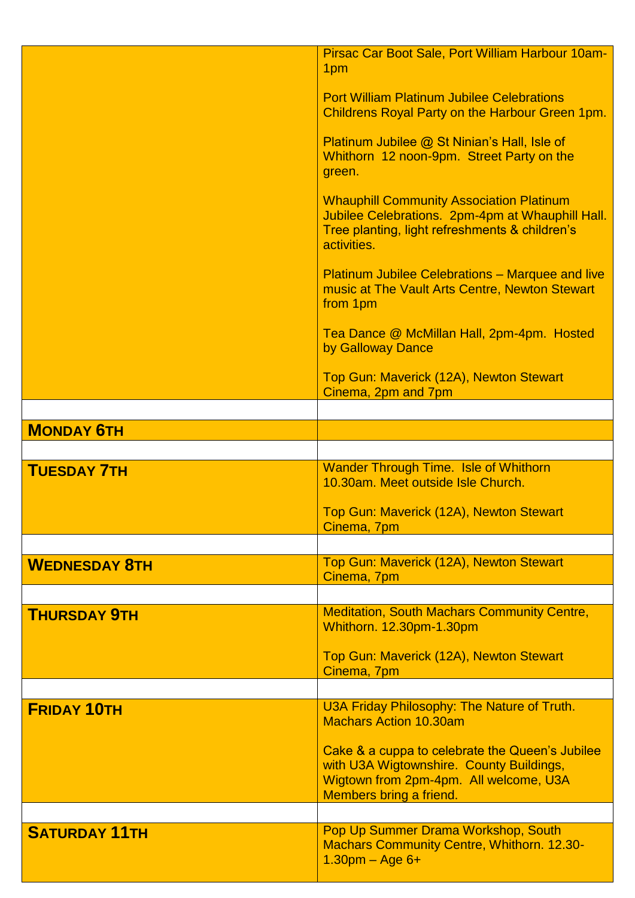| | |
|---|---|
| | Pirsac Car Boot Sale, Port William Harbour 10am-1pm<br><br>Port William Platinum Jubilee Celebrations Childrens Royal Party on the Harbour Green 1pm.<br><br>Platinum Jubilee @ St Ninian's Hall, Isle of Whithorn 12 noon-9pm. Street Party on the green.<br><br>Whauphill Community Association Platinum Jubilee Celebrations. 2pm-4pm at Whauphill Hall. Tree planting, light refreshments & children's activities.<br><br>Platinum Jubilee Celebrations – Marquee and live music at The Vault Arts Centre, Newton Stewart from 1pm<br><br>Tea Dance @ McMillan Hall, 2pm-4pm. Hosted by Galloway Dance<br><br>Top Gun: Maverick (12A), Newton Stewart Cinema, 2pm and 7pm |
| | |
| **MONDAY 6TH** | |
| | |
| **TUESDAY 7TH** | Wander Through Time. Isle of Whithorn 10.30am. Meet outside Isle Church.<br><br>Top Gun: Maverick (12A), Newton Stewart Cinema, 7pm |
| | |
| **WEDNESDAY 8TH** | Top Gun: Maverick (12A), Newton Stewart Cinema, 7pm |
| | |
| **THURSDAY 9TH** | Meditation, South Machars Community Centre, Whithorn. 12.30pm-1.30pm<br><br>Top Gun: Maverick (12A), Newton Stewart Cinema, 7pm |
| | |
| **FRIDAY 10TH** | U3A Friday Philosophy: The Nature of Truth. Machars Action 10.30am<br><br>Cake & a cuppa to celebrate the Queen's Jubilee with U3A Wigtownshire. County Buildings, Wigtown from 2pm-4pm. All welcome, U3A Members bring a friend. |
| | |
| **SATURDAY 11TH** | Pop Up Summer Drama Workshop, South Machars Community Centre, Whithorn. 12.30-1.30pm – Age 6+ |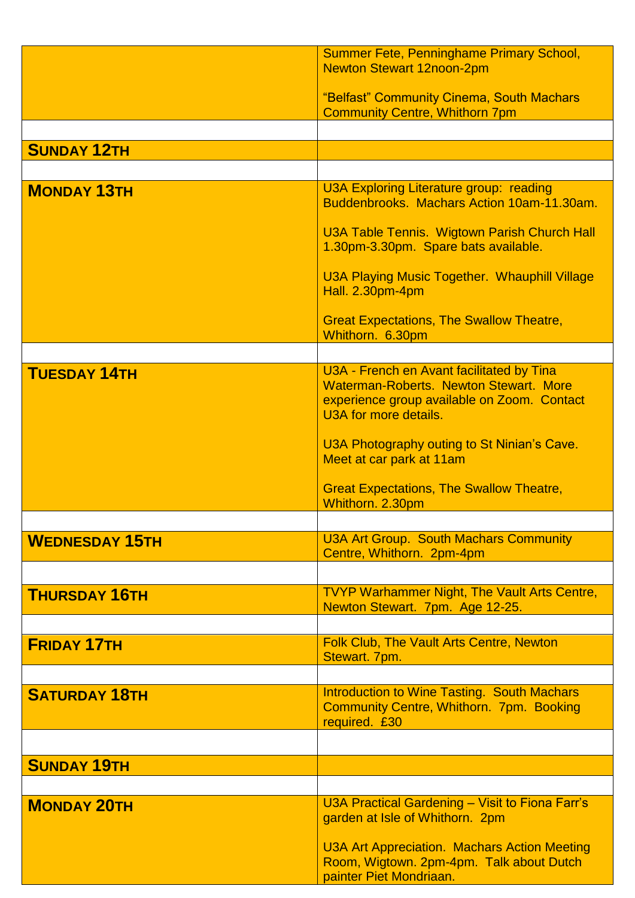| | |
|---|---|
| | Summer Fete, Penninghame Primary School, Newton Stewart 12noon-2pm<br><br>“Belfast” Community Cinema, South Machars Community Centre, Whithorn 7pm |
| | |
| **SUNDAY 12TH** | |
| | |
| **MONDAY 13TH** | U3A Exploring Literature group: reading Buddenbrooks. Machars Action 10am-11.30am.<br><br>U3A Table Tennis. Wigtown Parish Church Hall 1.30pm-3.30pm. Spare bats available.<br><br>U3A Playing Music Together. Whauphill Village Hall. 2.30pm-4pm<br><br>Great Expectations, The Swallow Theatre, Whithorn. 6.30pm |
| | |
| **TUESDAY 14TH** | U3A - French en Avant facilitated by Tina Waterman-Roberts. Newton Stewart. More experience group available on Zoom. Contact U3A for more details.<br><br>U3A Photography outing to St Ninian’s Cave. Meet at car park at 11am<br><br>Great Expectations, The Swallow Theatre, Whithorn. 2.30pm |
| | |
| **WEDNESDAY 15TH** | U3A Art Group. South Machars Community Centre, Whithorn. 2pm-4pm |
| | |
| **THURSDAY 16TH** | TVYP Warhammer Night, The Vault Arts Centre, Newton Stewart. 7pm. Age 12-25. |
| | |
| **FRIDAY 17TH** | Folk Club, The Vault Arts Centre, Newton Stewart. 7pm. |
| | |
| **SATURDAY 18TH** | Introduction to Wine Tasting. South Machars Community Centre, Whithorn. 7pm. Booking required. £30 |
| | |
| **SUNDAY 19TH** | |
| | |
| **MONDAY 20TH** | U3A Practical Gardening – Visit to Fiona Farr’s garden at Isle of Whithorn. 2pm<br><br>U3A Art Appreciation. Machars Action Meeting Room, Wigtown. 2pm-4pm. Talk about Dutch painter Piet Mondriaan. |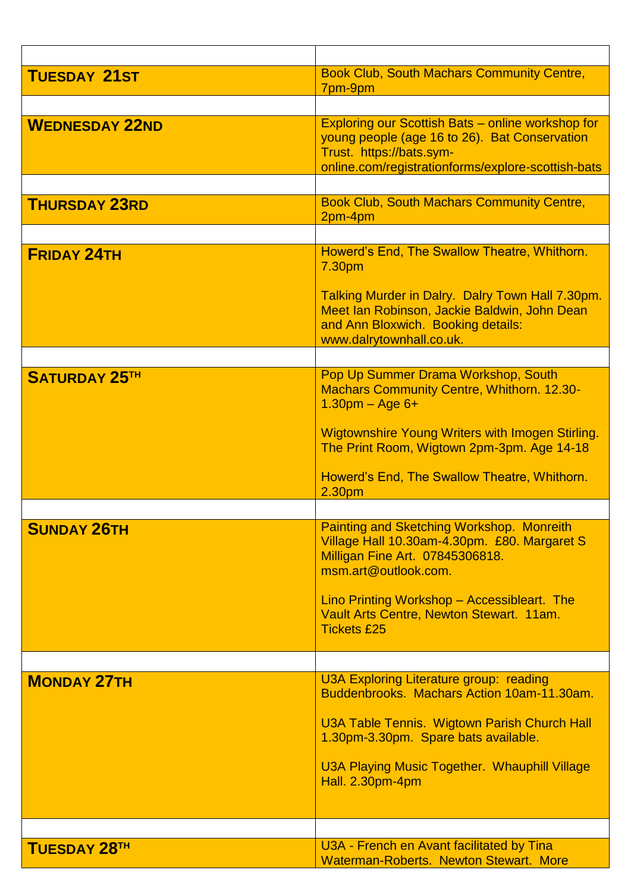| | |
|---|---|
| **Tuesday 21st** | Book Club, South Machars Community Centre, 7pm-9pm |
| | |
| **Wednesday 22nd** | Exploring our Scottish Bats – online workshop for young people (age 16 to 26). Bat Conservation Trust. https://bats.sym-online.com/registrationforms/explore-scottish-bats |
| | |
| **Thursday 23rd** | Book Club, South Machars Community Centre, 2pm-4pm |
| | |
| **Friday 24th** | Howerd's End, The Swallow Theatre, Whithorn. 7.30pm<br><br>Talking Murder in Dalry. Dalry Town Hall 7.30pm. Meet Ian Robinson, Jackie Baldwin, John Dean and Ann Bloxwich. Booking details: www.dalrytownhall.co.uk. |
| | |
| **Saturday 25th** | Pop Up Summer Drama Workshop, South Machars Community Centre, Whithorn. 12.30-1.30pm – Age 6+<br><br>Wigtownshire Young Writers with Imogen Stirling. The Print Room, Wigtown 2pm-3pm. Age 14-18<br><br>Howerd's End, The Swallow Theatre, Whithorn. 2.30pm |
| | |
| **Sunday 26th** | Painting and Sketching Workshop. Monreith Village Hall 10.30am-4.30pm. £80. Margaret S Milligan Fine Art. 07845306818. msm.art@outlook.com.<br><br>Lino Printing Workshop – Accessibleart. The Vault Arts Centre, Newton Stewart. 11am. Tickets £25 |
| | |
| **Monday 27th** | U3A Exploring Literature group: reading Buddenbrooks. Machars Action 10am-11.30am.<br><br>U3A Table Tennis. Wigtown Parish Church Hall 1.30pm-3.30pm. Spare bats available.<br><br>U3A Playing Music Together. Whauphill Village Hall. 2.30pm-4pm |
| | |
| **Tuesday 28th** | U3A - French en Avant facilitated by Tina Waterman-Roberts. Newton Stewart. More |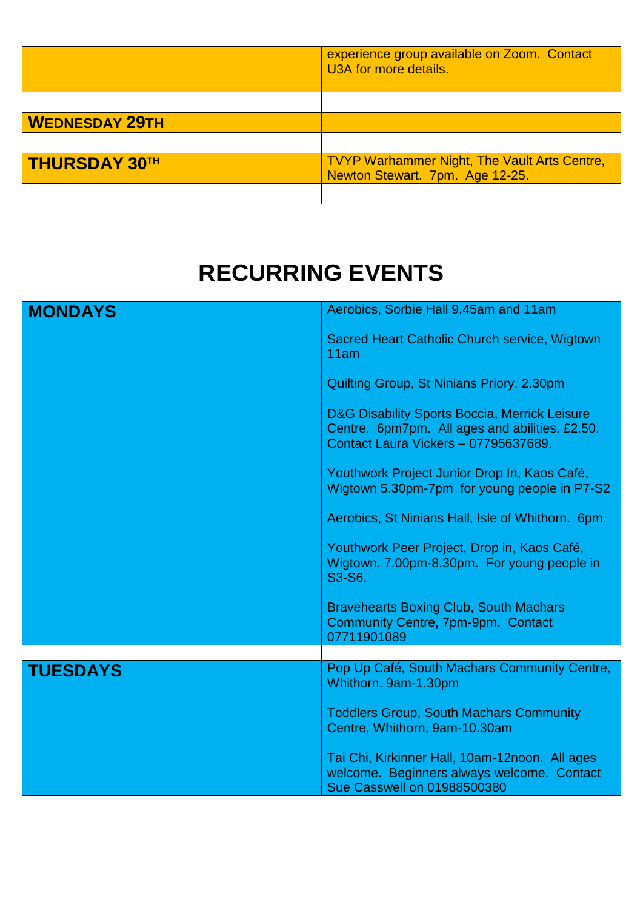| | |
|---|---|
| | experience group available on Zoom. Contact U3A for more details. |
| | |
| **WEDNESDAY 29TH** | |
| | |
| **THURSDAY 30TH** | TVYP Warhammer Night, The Vault Arts Centre, Newton Stewart. 7pm. Age 12-25. |
| | |

# RECURRING EVENTS

| | |
|---|---|
| **MONDAYS** | Aerobics, Sorbie Hall 9.45am and 11am<br><br>Sacred Heart Catholic Church service, Wigtown 11am<br><br>Quilting Group, St Ninians Priory, 2.30pm<br><br>D&G Disability Sports Boccia, Merrick Leisure Centre. 6pm7pm. All ages and abilities. £2.50. Contact Laura Vickers – 07795637689.<br><br>Youthwork Project Junior Drop In, Kaos Café, Wigtown 5.30pm-7pm for young people in P7-S2<br><br>Aerobics, St Ninians Hall, Isle of Whithorn. 6pm<br><br>Youthwork Peer Project, Drop in, Kaos Café, Wigtown. 7.00pm-8.30pm. For young people in S3-S6.<br><br>Bravehearts Boxing Club, South Machars Community Centre, 7pm-9pm. Contact 07711901089 |
| | |
| **TUESDAYS** | Pop Up Café, South Machars Community Centre, Whithorn. 9am-1.30pm<br><br>Toddlers Group, South Machars Community Centre, Whithorn, 9am-10.30am<br><br>Tai Chi, Kirkinner Hall, 10am-12noon. All ages welcome. Beginners always welcome. Contact Sue Casswell on 01988500380 |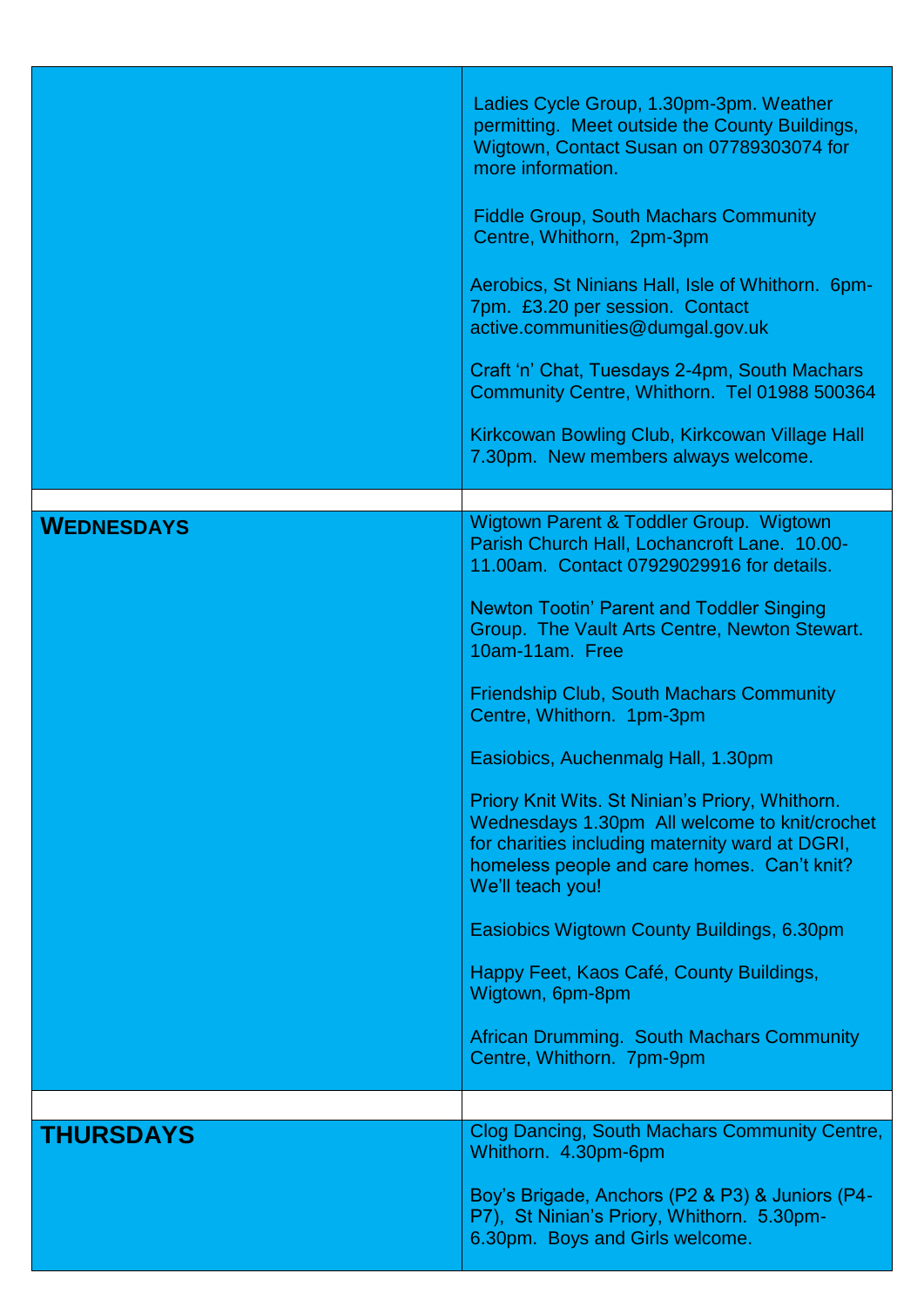| | |
|---|---|
| | Ladies Cycle Group, 1.30pm-3pm. Weather permitting. Meet outside the County Buildings, Wigtown, Contact Susan on 07789303074 for more information.<br><br>Fiddle Group, South Machars Community Centre, Whithorn, 2pm-3pm<br><br>Aerobics, St Ninians Hall, Isle of Whithorn. 6pm-7pm. £3.20 per session. Contact active.communities@dumgal.gov.uk<br><br>Craft 'n' Chat, Tuesdays 2-4pm, South Machars Community Centre, Whithorn. Tel 01988 500364<br><br>Kirkcowan Bowling Club, Kirkcowan Village Hall 7.30pm. New members always welcome. |
| | |
| **WEDNESDAYS** | Wigtown Parent & Toddler Group. Wigtown Parish Church Hall, Lochancroft Lane. 10.00-11.00am. Contact 07929029916 for details.<br><br>Newton Tootin' Parent and Toddler Singing Group. The Vault Arts Centre, Newton Stewart. 10am-11am. Free<br><br>Friendship Club, South Machars Community Centre, Whithorn. 1pm-3pm<br><br>Easiobics, Auchenmalg Hall, 1.30pm<br><br>Priory Knit Wits. St Ninian's Priory, Whithorn. Wednesdays 1.30pm All welcome to knit/crochet for charities including maternity ward at DGRI, homeless people and care homes. Can't knit? We'll teach you!<br><br>Easiobics Wigtown County Buildings, 6.30pm<br><br>Happy Feet, Kaos Café, County Buildings, Wigtown, 6pm-8pm<br><br>African Drumming. South Machars Community Centre, Whithorn. 7pm-9pm |
| | |
| **THURSDAYS** | Clog Dancing, South Machars Community Centre, Whithorn. 4.30pm-6pm<br><br>Boy's Brigade, Anchors (P2 & P3) & Juniors (P4-P7), St Ninian's Priory, Whithorn. 5.30pm-6.30pm. Boys and Girls welcome. |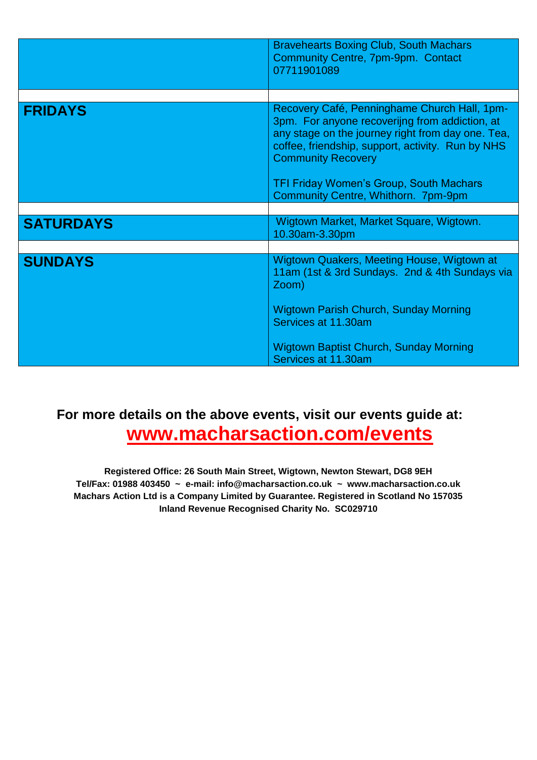| | |
|---|---|
| | Bravehearts Boxing Club, South Machars Community Centre, 7pm-9pm. Contact 07711901089 |
| | |
| **FRIDAYS** | Recovery Café, Penninghame Church Hall, 1pm-3pm. For anyone recoverijng from addiction, at any stage on the journey right from day one. Tea, coffee, friendship, support, activity. Run by NHS Community Recovery<br><br>TFI Friday Women's Group, South Machars Community Centre, Whithorn. 7pm-9pm |
| | |
| **SATURDAYS** | Wigtown Market, Market Square, Wigtown. 10.30am-3.30pm |
| | |
| **SUNDAYS** | Wigtown Quakers, Meeting House, Wigtown at 11am (1st & 3rd Sundays. 2nd & 4th Sundays via Zoom)<br><br>Wigtown Parish Church, Sunday Morning Services at 11.30am<br><br>Wigtown Baptist Church, Sunday Morning Services at 11.30am |

**For more details on the above events, visit our events guide at:**

**www.macharsaction.com/events**

**Registered Office: 26 South Main Street, Wigtown, Newton Stewart, DG8 9EH**
**Tel/Fax: 01988 403450 ~ e-mail: info@macharsaction.co.uk ~ www.macharsaction.co.uk**
**Machars Action Ltd is a Company Limited by Guarantee. Registered in Scotland No 157035**
**Inland Revenue Recognised Charity No. SC029710**